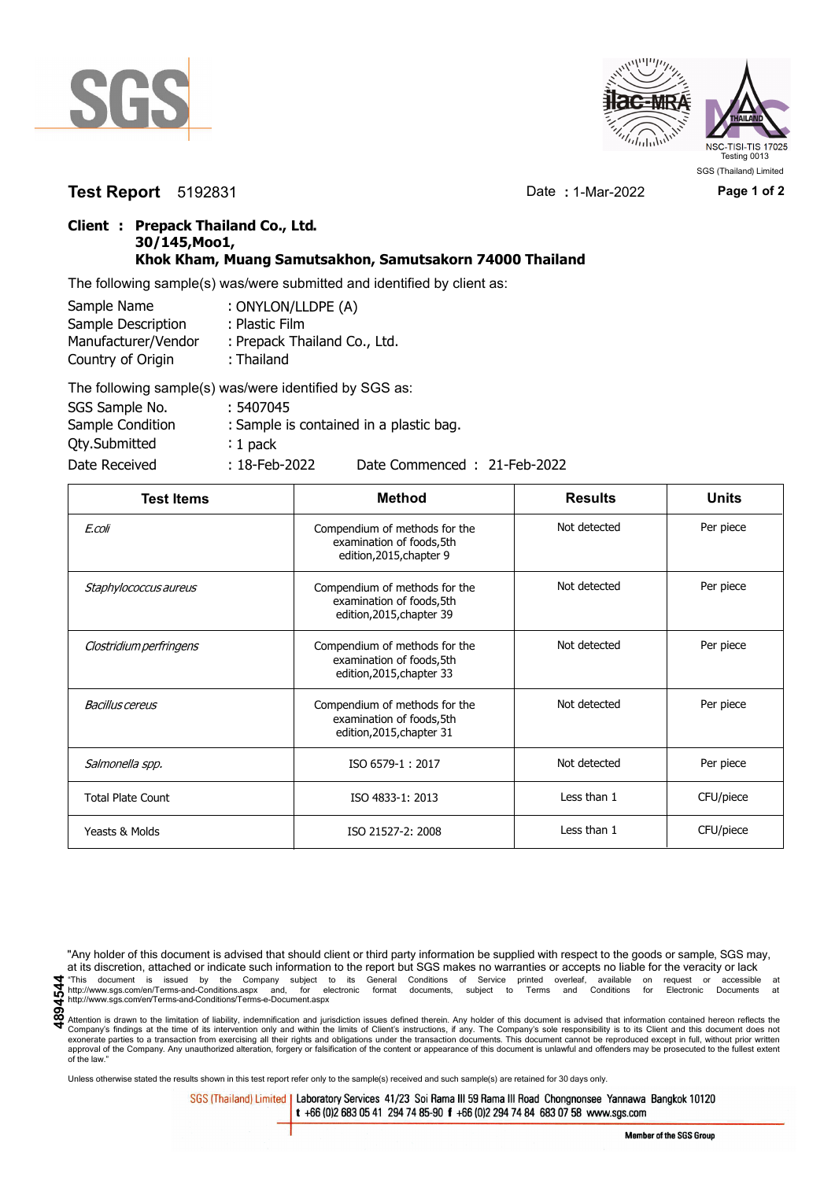SGS

ilac-MRA

THAILAND
NSC-TISI-TIS 17025
Testing 0013
SGS (Thailand) Limited

**Test Report** 5192831    Date : 1-Mar-2022

**Client : Prepack Thailand Co., Ltd.**
**30/145,Moo1,**
**Khok Kham, Muang Samutsakhon, Samutsakorn 74000 Thailand**

The following sample(s) was/were submitted and identified by client as:

| | |
|---|---|
| Sample Name | : ONYLON/LLDPE (A) |
| Sample Description | : Plastic Film |
| Manufacturer/Vendor | : Prepack Thailand Co., Ltd. |
| Country of Origin | : Thailand |

The following sample(s) was/were identified by SGS as:

| | |
|---|---|
| SGS Sample No. | : 5407045 |
| Sample Condition | : Sample is contained in a plastic bag. |
| Qty.Submitted | : 1 pack |
| Date Received | : 18-Feb-2022    Date Commenced : 21-Feb-2022 |

| Test Items | Method | Results | Units |
|---|---|---|---|
| *E.coli* | Compendium of methods for the examination of foods,5th edition,2015,chapter 9 | Not detected | Per piece |
| *Staphylococcus aureus* | Compendium of methods for the examination of foods,5th edition,2015,chapter 39 | Not detected | Per piece |
| *Clostridium perfringens* | Compendium of methods for the examination of foods,5th edition,2015,chapter 33 | Not detected | Per piece |
| *Bacillus cereus* | Compendium of methods for the examination of foods,5th edition,2015,chapter 31 | Not detected | Per piece |
| *Salmonella spp.* | ISO 6579-1 : 2017 | Not detected | Per piece |
| Total Plate Count | ISO 4833-1: 2013 | Less than 1 | CFU/piece |
| Yeasts & Molds | ISO 21527-2: 2008 | Less than 1 | CFU/piece |

"Any holder of this document is advised that should client or third party information be supplied with respect to the goods or sample, SGS may, at its discretion, attached or indicate such information to the report but SGS makes no warranties or accepts no liable for the veracity or lack

4894544

"This document is issued by the Company subject to its General Conditions of Service printed overleaf, available on request or accessible at http://www.sgs.com/en/Terms-and-Conditions.aspx and, for electronic format documents, subject to Terms and Conditions for Electronic Documents at http://www.sgs.com/en/Terms-and-Conditions/Terms-e-Document.aspx

Attention is drawn to the limitation of liability, indemnification and jurisdiction issues defined therein. Any holder of this document is advised that information contained hereon reflects the Company's findings at the time of its intervention only and within the limits of Client's instructions, if any. The Company's sole responsibility is to its Client and this document does not exonerate parties to a transaction from exercising all their rights and obligations under the transaction documents. This document cannot be reproduced except in full, without prior written approval of the Company. Any unauthorized alteration, forgery or falsification of the content or appearance of this document is unlawful and offenders may be prosecuted to the fullest extent of the law."

Unless otherwise stated the results shown in this test report refer only to the sample(s) received and such sample(s) are retained for 30 days only.

SGS (Thailand) Limited | Laboratory Services 41/23 Soi Rama III 59 Rama III Road Chongnonsee Yannawa Bangkok 10120
t +66 (0)2 683 05 41 294 74 85-90 f +66 (0)2 294 74 84 683 07 58 www.sgs.com

Member of the SGS Group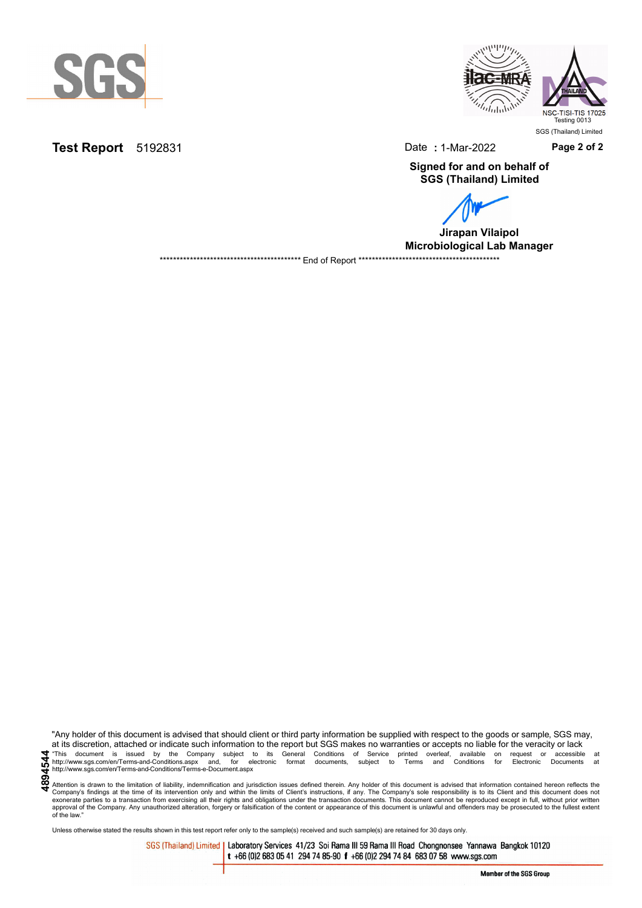**Test Report** 5192831

Date **:** 1-Mar-2022

**Signed for and on behalf of**
**SGS (Thailand) Limited**

**Jirapan Vilaipol**
**Microbiological Lab Manager**

******************************************** End of Report ********************************************

"Any holder of this document is advised that should client or third party information be supplied with respect to the goods or sample, SGS may, at its discretion, attached or indicate such information to the report but SGS makes no warranties or accepts no liable for the veracity or lack

"This document is issued by the Company subject to its General Conditions of Service printed overleaf, available on request or accessible at http://www.sgs.com/en/Terms-and-Conditions.aspx and, for electronic format documents, subject to Terms and Conditions for Electronic Documents at http://www.sgs.com/en/Terms-and-Conditions/Terms-e-Document.aspx

Attention is drawn to the limitation of liability, indemnification and jurisdiction issues defined therein. Any holder of this document is advised that information contained hereon reflects the Company's findings at the time of its intervention only and within the limits of Client's instructions, if any. The Company's sole responsibility is to its Client and this document does not exonerate parties to a transaction from exercising all their rights and obligations under the transaction documents. This document cannot be reproduced except in full, without prior written approval of the Company. Any unauthorized alteration, forgery or falsification of the content or appearance of this document is unlawful and offenders may be prosecuted to the fullest extent of the law."

Unless otherwise stated the results shown in this test report refer only to the sample(s) received and such sample(s) are retained for 30 days only.

SGS (Thailand) Limited | Laboratory Services 41/23 Soi Rama III 59 Rama III Road Chongnonsee Yannawa Bangkok 10120
t +66 (0)2 683 05 41 294 74 85-90 f +66 (0)2 294 74 84 683 07 58 www.sgs.com

Member of the SGS Group